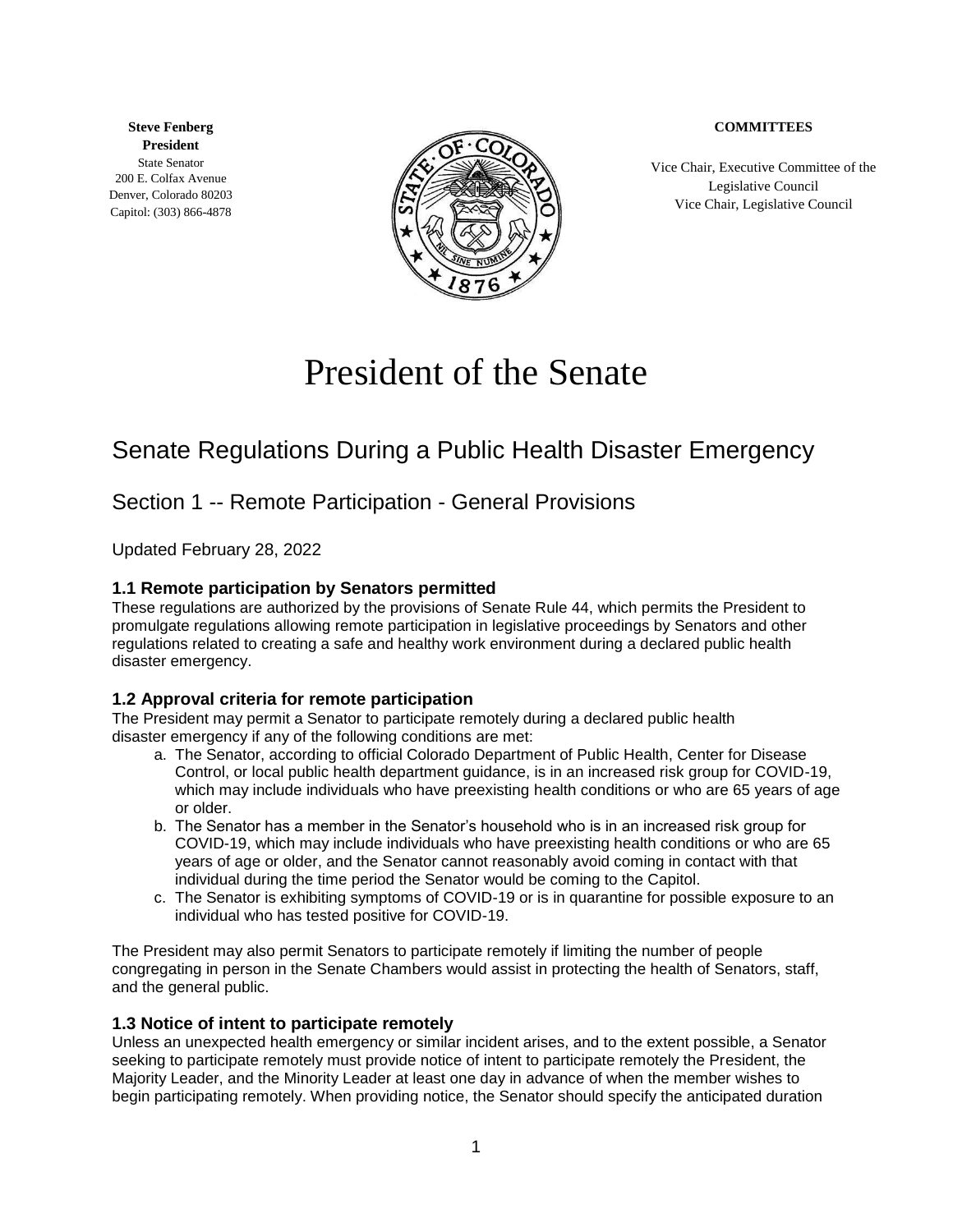**Steve Fenberg**
**President**
State Senator
200 E. Colfax Avenue
Denver, Colorado 80203
Capitol: (303) 866-4878

**COMMITTEES**

Vice Chair, Executive Committee of the Legislative Council
Vice Chair, Legislative Council

# President of the Senate

## Senate Regulations During a Public Health Disaster Emergency

## Section 1 -- Remote Participation - General Provisions

Updated February 28, 2022

### 1.1 Remote participation by Senators permitted

These regulations are authorized by the provisions of Senate Rule 44, which permits the President to promulgate regulations allowing remote participation in legislative proceedings by Senators and other regulations related to creating a safe and healthy work environment during a declared public health disaster emergency.

### 1.2 Approval criteria for remote participation

The President may permit a Senator to participate remotely during a declared public health disaster emergency if any of the following conditions are met:

a. The Senator, according to official Colorado Department of Public Health, Center for Disease Control, or local public health department guidance, is in an increased risk group for COVID-19, which may include individuals who have preexisting health conditions or who are 65 years of age or older.
b. The Senator has a member in the Senator's household who is in an increased risk group for COVID-19, which may include individuals who have preexisting health conditions or who are 65 years of age or older, and the Senator cannot reasonably avoid coming in contact with that individual during the time period the Senator would be coming to the Capitol.
c. The Senator is exhibiting symptoms of COVID-19 or is in quarantine for possible exposure to an individual who has tested positive for COVID-19.

The President may also permit Senators to participate remotely if limiting the number of people congregating in person in the Senate Chambers would assist in protecting the health of Senators, staff, and the general public.

### 1.3 Notice of intent to participate remotely

Unless an unexpected health emergency or similar incident arises, and to the extent possible, a Senator seeking to participate remotely must provide notice of intent to participate remotely the President, the Majority Leader, and the Minority Leader at least one day in advance of when the member wishes to begin participating remotely. When providing notice, the Senator should specify the anticipated duration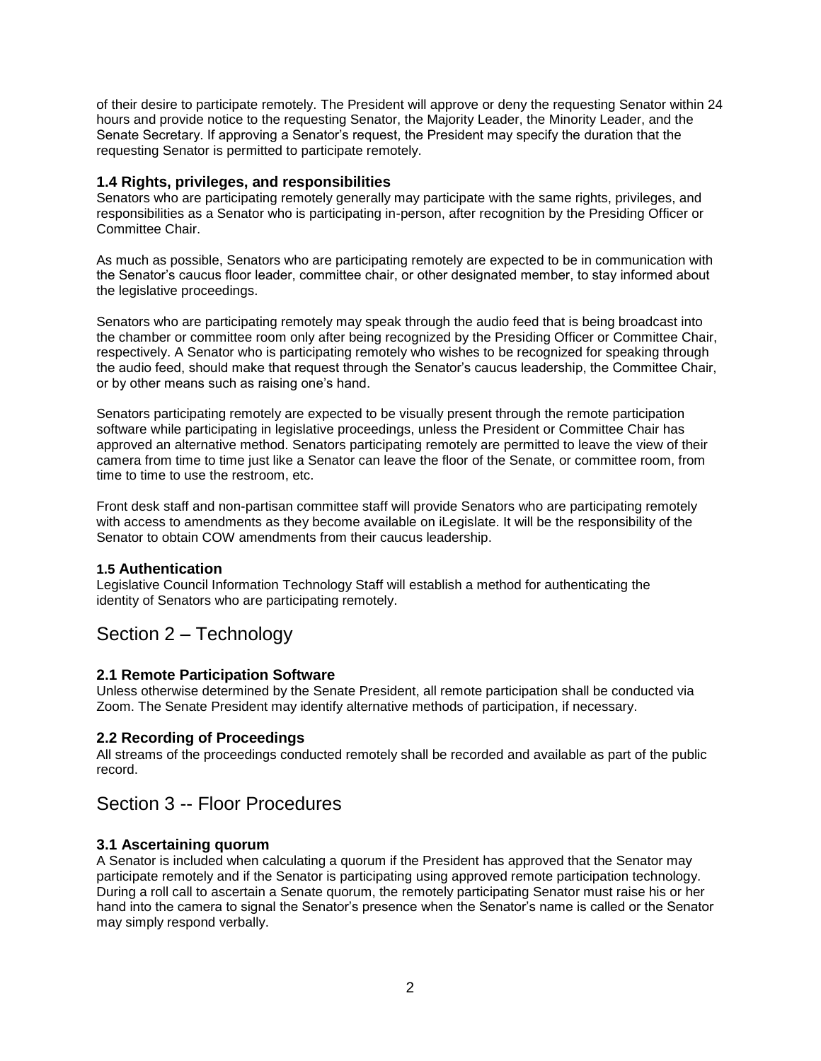of their desire to participate remotely. The President will approve or deny the requesting Senator within 24 hours and provide notice to the requesting Senator, the Majority Leader, the Minority Leader, and the Senate Secretary. If approving a Senator's request, the President may specify the duration that the requesting Senator is permitted to participate remotely.

### 1.4 Rights, privileges, and responsibilities

Senators who are participating remotely generally may participate with the same rights, privileges, and responsibilities as a Senator who is participating in-person, after recognition by the Presiding Officer or Committee Chair.

As much as possible, Senators who are participating remotely are expected to be in communication with the Senator's caucus floor leader, committee chair, or other designated member, to stay informed about the legislative proceedings.

Senators who are participating remotely may speak through the audio feed that is being broadcast into the chamber or committee room only after being recognized by the Presiding Officer or Committee Chair, respectively. A Senator who is participating remotely who wishes to be recognized for speaking through the audio feed, should make that request through the Senator's caucus leadership, the Committee Chair, or by other means such as raising one's hand.

Senators participating remotely are expected to be visually present through the remote participation software while participating in legislative proceedings, unless the President or Committee Chair has approved an alternative method. Senators participating remotely are permitted to leave the view of their camera from time to time just like a Senator can leave the floor of the Senate, or committee room, from time to time to use the restroom, etc.

Front desk staff and non-partisan committee staff will provide Senators who are participating remotely with access to amendments as they become available on iLegislate. It will be the responsibility of the Senator to obtain COW amendments from their caucus leadership.

### 1.5 Authentication

Legislative Council Information Technology Staff will establish a method for authenticating the identity of Senators who are participating remotely.

## Section 2 – Technology

### 2.1 Remote Participation Software

Unless otherwise determined by the Senate President, all remote participation shall be conducted via Zoom. The Senate President may identify alternative methods of participation, if necessary.

### 2.2 Recording of Proceedings

All streams of the proceedings conducted remotely shall be recorded and available as part of the public record.

## Section 3 -- Floor Procedures

### 3.1 Ascertaining quorum

A Senator is included when calculating a quorum if the President has approved that the Senator may participate remotely and if the Senator is participating using approved remote participation technology. During a roll call to ascertain a Senate quorum, the remotely participating Senator must raise his or her hand into the camera to signal the Senator's presence when the Senator's name is called or the Senator may simply respond verbally.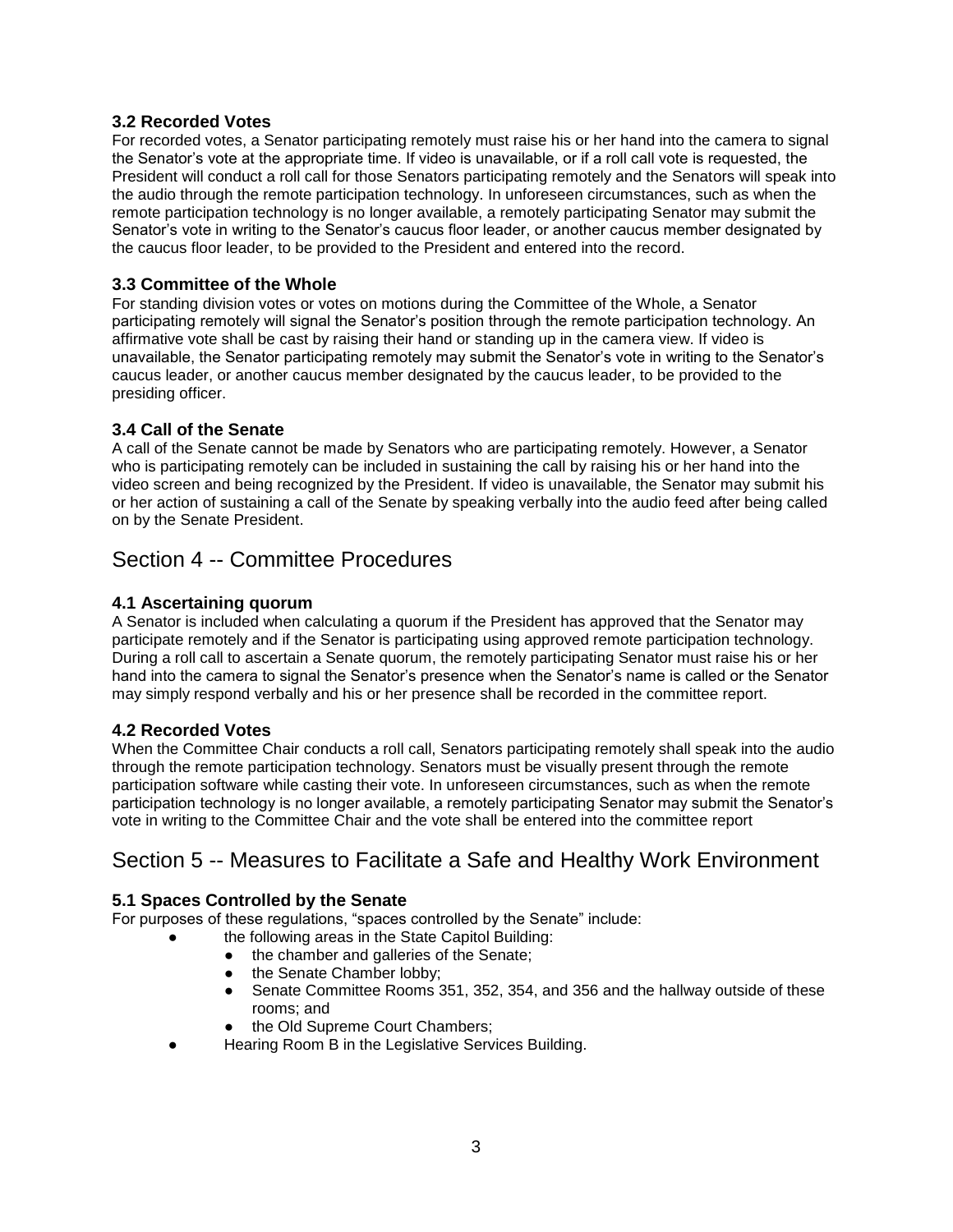### 3.2 Recorded Votes

For recorded votes, a Senator participating remotely must raise his or her hand into the camera to signal the Senator's vote at the appropriate time. If video is unavailable, or if a roll call vote is requested, the President will conduct a roll call for those Senators participating remotely and the Senators will speak into the audio through the remote participation technology. In unforeseen circumstances, such as when the remote participation technology is no longer available, a remotely participating Senator may submit the Senator's vote in writing to the Senator's caucus floor leader, or another caucus member designated by the caucus floor leader, to be provided to the President and entered into the record.

### 3.3 Committee of the Whole

For standing division votes or votes on motions during the Committee of the Whole, a Senator participating remotely will signal the Senator's position through the remote participation technology. An affirmative vote shall be cast by raising their hand or standing up in the camera view. If video is unavailable, the Senator participating remotely may submit the Senator's vote in writing to the Senator's caucus leader, or another caucus member designated by the caucus leader, to be provided to the presiding officer.

### 3.4 Call of the Senate

A call of the Senate cannot be made by Senators who are participating remotely. However, a Senator who is participating remotely can be included in sustaining the call by raising his or her hand into the video screen and being recognized by the President. If video is unavailable, the Senator may submit his or her action of sustaining a call of the Senate by speaking verbally into the audio feed after being called on by the Senate President.

## Section 4 -- Committee Procedures

### 4.1 Ascertaining quorum

A Senator is included when calculating a quorum if the President has approved that the Senator may participate remotely and if the Senator is participating using approved remote participation technology. During a roll call to ascertain a Senate quorum, the remotely participating Senator must raise his or her hand into the camera to signal the Senator's presence when the Senator's name is called or the Senator may simply respond verbally and his or her presence shall be recorded in the committee report.

### 4.2 Recorded Votes

When the Committee Chair conducts a roll call, Senators participating remotely shall speak into the audio through the remote participation technology. Senators must be visually present through the remote participation software while casting their vote. In unforeseen circumstances, such as when the remote participation technology is no longer available, a remotely participating Senator may submit the Senator's vote in writing to the Committee Chair and the vote shall be entered into the committee report

## Section 5 -- Measures to Facilitate a Safe and Healthy Work Environment

### 5.1 Spaces Controlled by the Senate

For purposes of these regulations, "spaces controlled by the Senate" include:

- the following areas in the State Capitol Building:
  - the chamber and galleries of the Senate;
  - the Senate Chamber lobby;
  - Senate Committee Rooms 351, 352, 354, and 356 and the hallway outside of these rooms; and
  - the Old Supreme Court Chambers;
- Hearing Room B in the Legislative Services Building.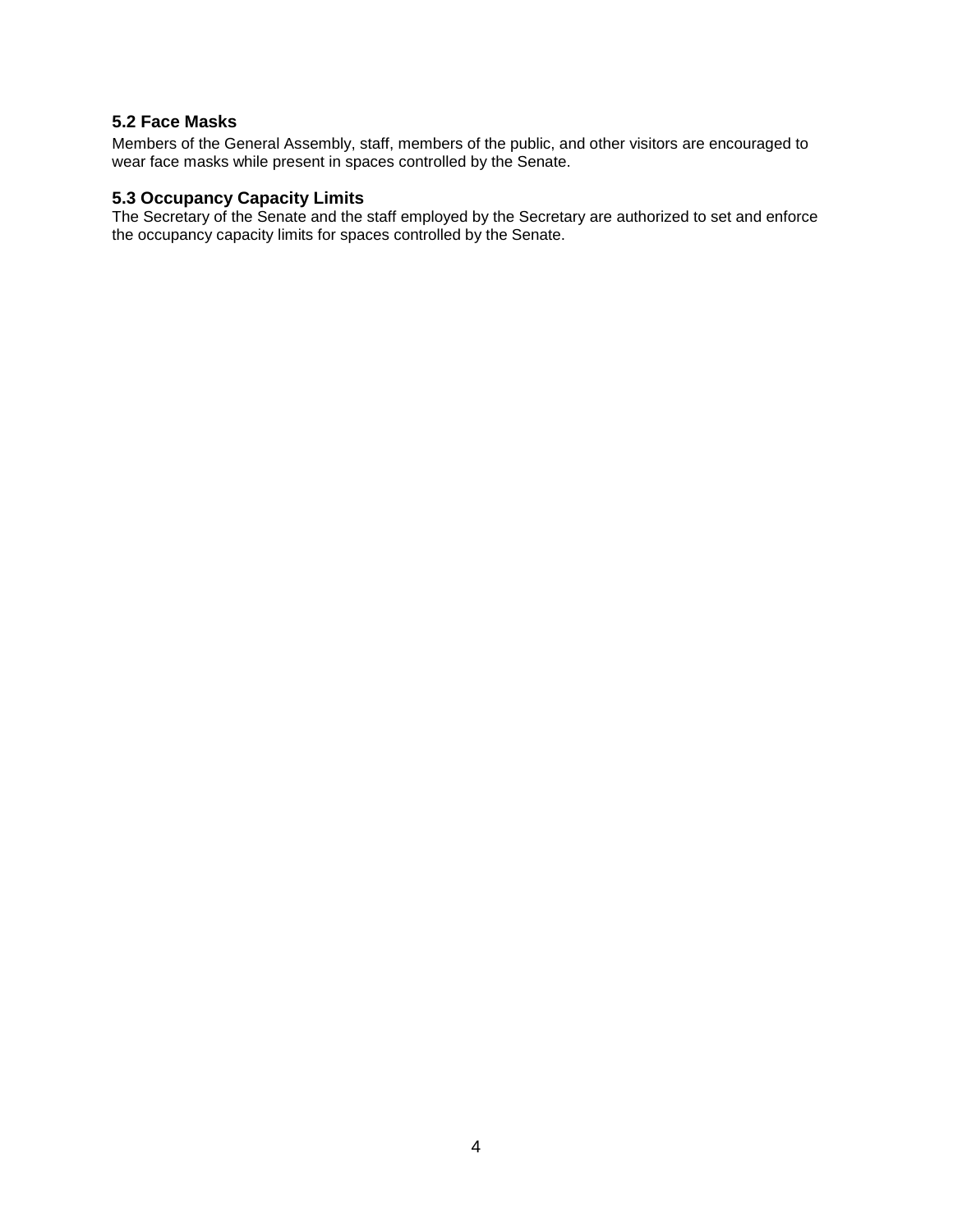### 5.2 Face Masks

Members of the General Assembly, staff, members of the public, and other visitors are encouraged to wear face masks while present in spaces controlled by the Senate.

### 5.3 Occupancy Capacity Limits

The Secretary of the Senate and the staff employed by the Secretary are authorized to set and enforce the occupancy capacity limits for spaces controlled by the Senate.